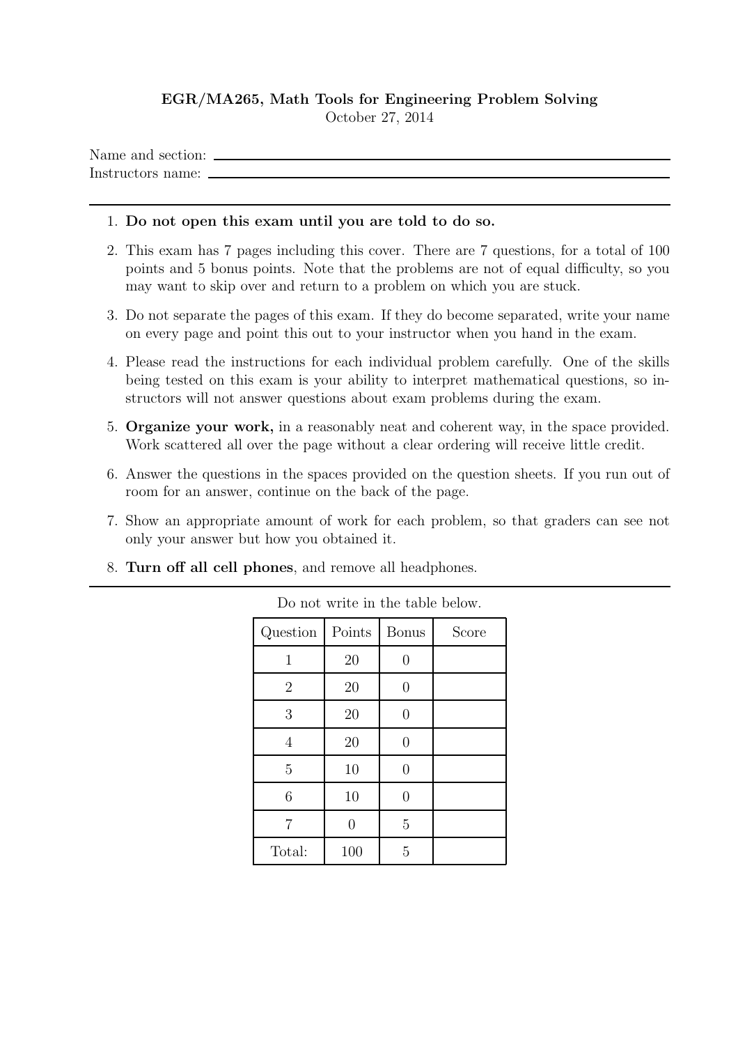**EGR/MA265, Math Tools for Engineering Problem Solving**
October 27, 2014

Name and section: ______________________________

Instructors name: ______________________________

---

1. **Do not open this exam until you are told to do so.**
2. This exam has 7 pages including this cover. There are 7 questions, for a total of 100 points and 5 bonus points. Note that the problems are not of equal difficulty, so you may want to skip over and return to a problem on which you are stuck.
3. Do not separate the pages of this exam. If they do become separated, write your name on every page and point this out to your instructor when you hand in the exam.
4. Please read the instructions for each individual problem carefully. One of the skills being tested on this exam is your ability to interpret mathematical questions, so instructors will not answer questions about exam problems during the exam.
5. **Organize your work,** in a reasonably neat and coherent way, in the space provided. Work scattered all over the page without a clear ordering will receive little credit.
6. Answer the questions in the spaces provided on the question sheets. If you run out of room for an answer, continue on the back of the page.
7. Show an appropriate amount of work for each problem, so that graders can see not only your answer but how you obtained it.
8. **Turn off all cell phones**, and remove all headphones.

---

Do not write in the table below.

| Question | Points | Bonus | Score |
|---|---|---|---|
| 1 | 20 | 0 | |
| 2 | 20 | 0 | |
| 3 | 20 | 0 | |
| 4 | 20 | 0 | |
| 5 | 10 | 0 | |
| 6 | 10 | 0 | |
| 7 | 0 | 5 | |
| Total: | 100 | 5 | |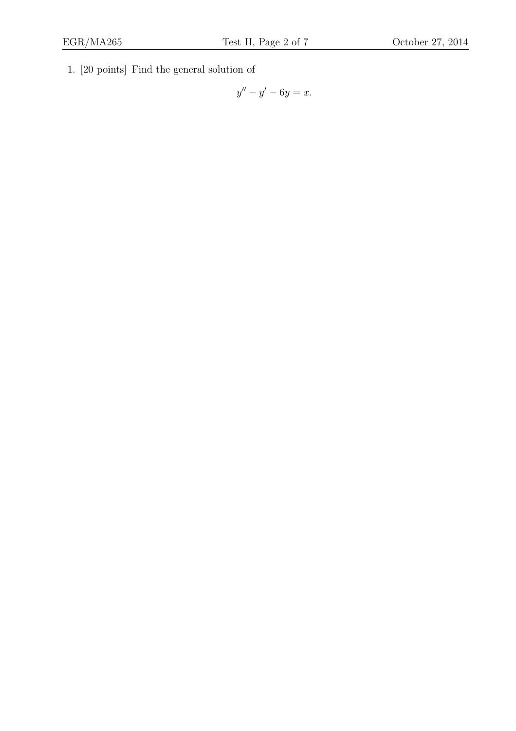1. [20 points] Find the general solution of

$$y'' - y' - 6y = x.$$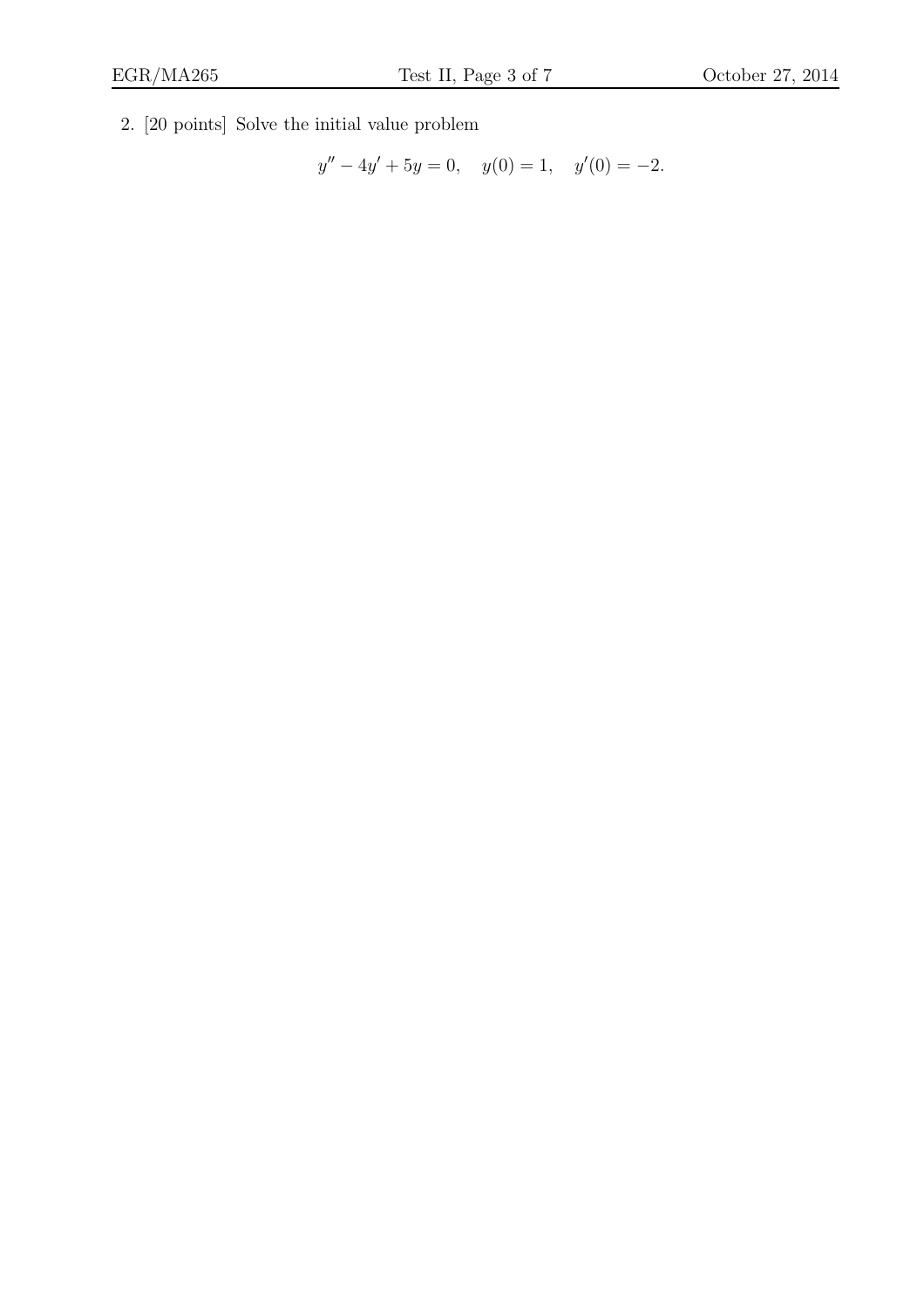2. [20 points] Solve the initial value problem

$$y'' - 4y' + 5y = 0, \quad y(0) = 1, \quad y'(0) = -2.$$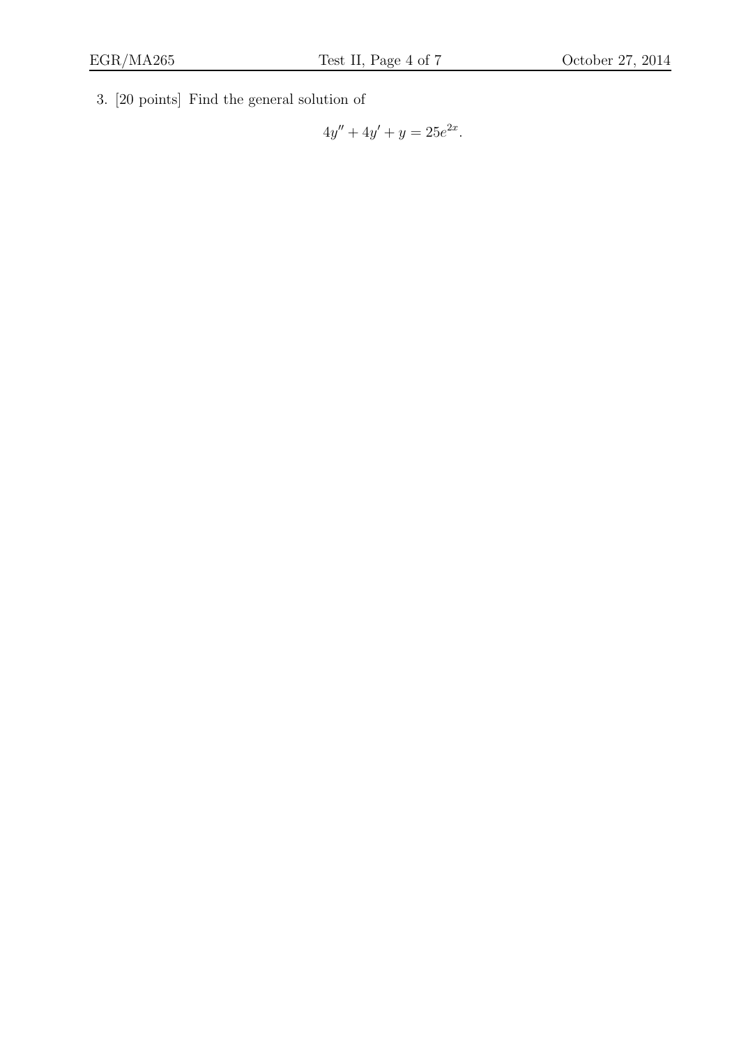3. [20 points] Find the general solution of

$$4y'' + 4y' + y = 25e^{2x}.$$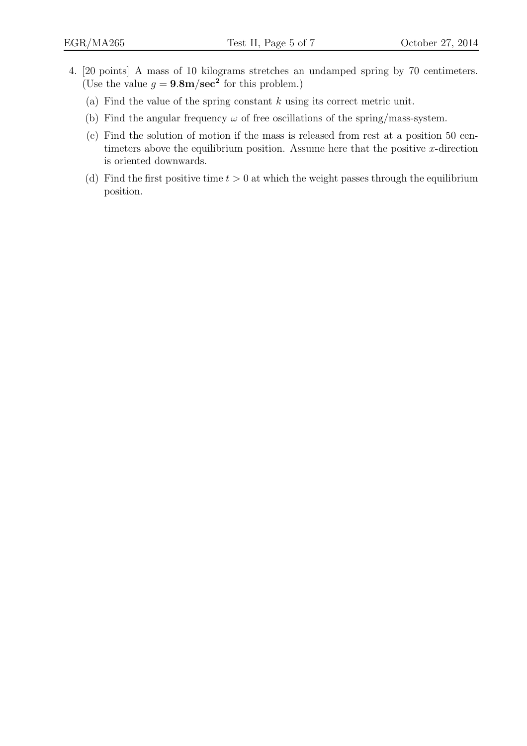4. [20 points] A mass of 10 kilograms stretches an undamped spring by 70 centimeters. (Use the value $g = \mathbf{9.8 m/sec^2}$ for this problem.)

   (a) Find the value of the spring constant $k$ using its correct metric unit.

   (b) Find the angular frequency $\omega$ of free oscillations of the spring/mass-system.

   (c) Find the solution of motion if the mass is released from rest at a position 50 centimeters above the equilibrium position. Assume here that the positive $x$-direction is oriented downwards.

   (d) Find the first positive time $t > 0$ at which the weight passes through the equilibrium position.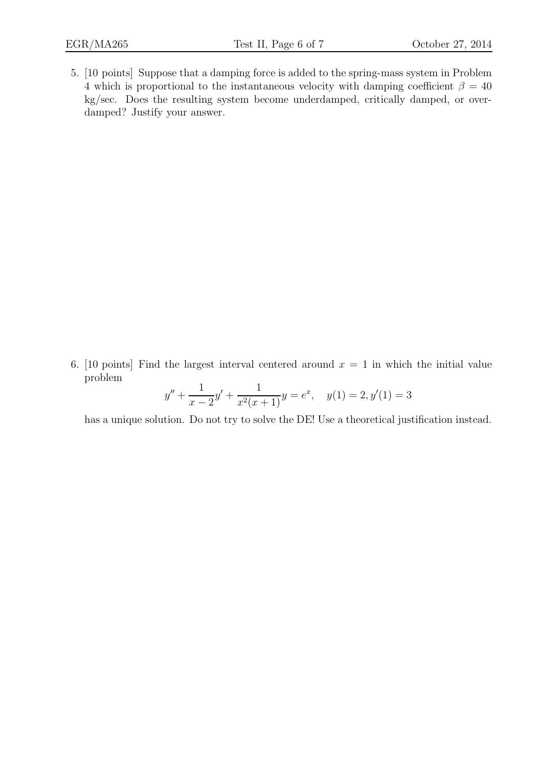5. [10 points] Suppose that a damping force is added to the spring-mass system in Problem 4 which is proportional to the instantaneous velocity with damping coefficient $\beta = 40$ kg/sec. Does the resulting system become underdamped, critically damped, or overdamped? Justify your answer.

6. [10 points] Find the largest interval centered around $x = 1$ in which the initial value problem

$$y'' + \frac{1}{x-2}y' + \frac{1}{x^2(x+1)}y = e^x, \quad y(1) = 2, y'(1) = 3$$

has a unique solution. Do not try to solve the DE! Use a theoretical justification instead.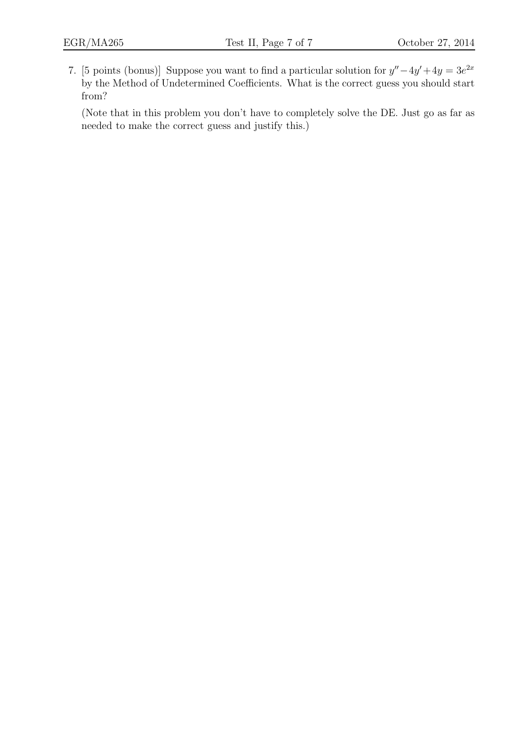7. [5 points (bonus)] Suppose you want to find a particular solution for $y'' - 4y' + 4y = 3e^{2x}$ by the Method of Undetermined Coefficients. What is the correct guess you should start from?

   (Note that in this problem you don't have to completely solve the DE. Just go as far as needed to make the correct guess and justify this.)